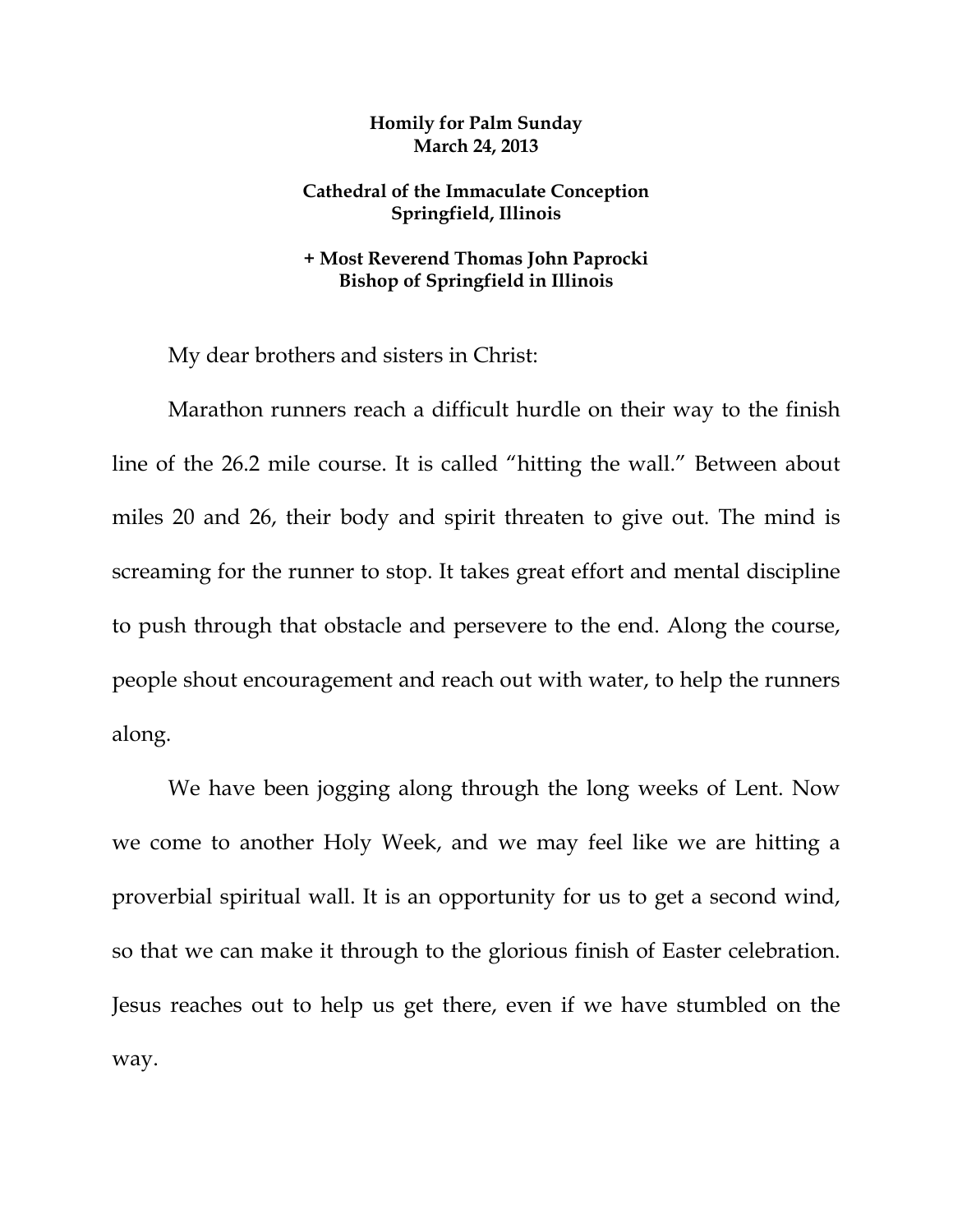**Homily for Palm Sunday**
**March 24, 2013**

**Cathedral of the Immaculate Conception**
**Springfield, Illinois**

**+ Most Reverend Thomas John Paprocki**
**Bishop of Springfield in Illinois**

My dear brothers and sisters in Christ:

Marathon runners reach a difficult hurdle on their way to the finish line of the 26.2 mile course. It is called "hitting the wall." Between about miles 20 and 26, their body and spirit threaten to give out. The mind is screaming for the runner to stop. It takes great effort and mental discipline to push through that obstacle and persevere to the end. Along the course, people shout encouragement and reach out with water, to help the runners along.

We have been jogging along through the long weeks of Lent. Now we come to another Holy Week, and we may feel like we are hitting a proverbial spiritual wall. It is an opportunity for us to get a second wind, so that we can make it through to the glorious finish of Easter celebration. Jesus reaches out to help us get there, even if we have stumbled on the way.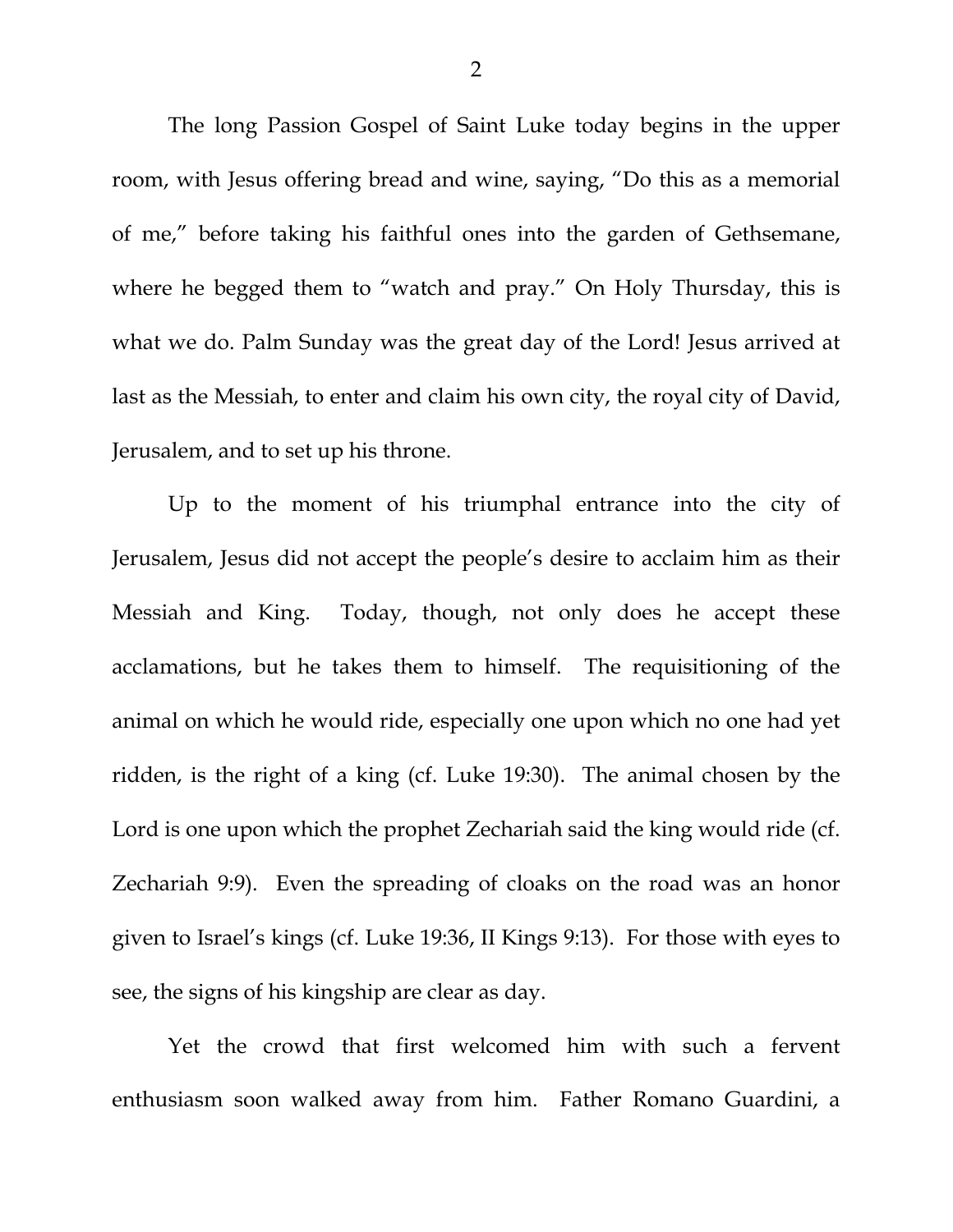The long Passion Gospel of Saint Luke today begins in the upper room, with Jesus offering bread and wine, saying, "Do this as a memorial of me," before taking his faithful ones into the garden of Gethsemane, where he begged them to "watch and pray." On Holy Thursday, this is what we do. Palm Sunday was the great day of the Lord! Jesus arrived at last as the Messiah, to enter and claim his own city, the royal city of David, Jerusalem, and to set up his throne.

Up to the moment of his triumphal entrance into the city of Jerusalem, Jesus did not accept the people's desire to acclaim him as their Messiah and King. Today, though, not only does he accept these acclamations, but he takes them to himself. The requisitioning of the animal on which he would ride, especially one upon which no one had yet ridden, is the right of a king (cf. Luke 19:30). The animal chosen by the Lord is one upon which the prophet Zechariah said the king would ride (cf. Zechariah 9:9). Even the spreading of cloaks on the road was an honor given to Israel's kings (cf. Luke 19:36, II Kings 9:13). For those with eyes to see, the signs of his kingship are clear as day.

Yet the crowd that first welcomed him with such a fervent enthusiasm soon walked away from him. Father Romano Guardini, a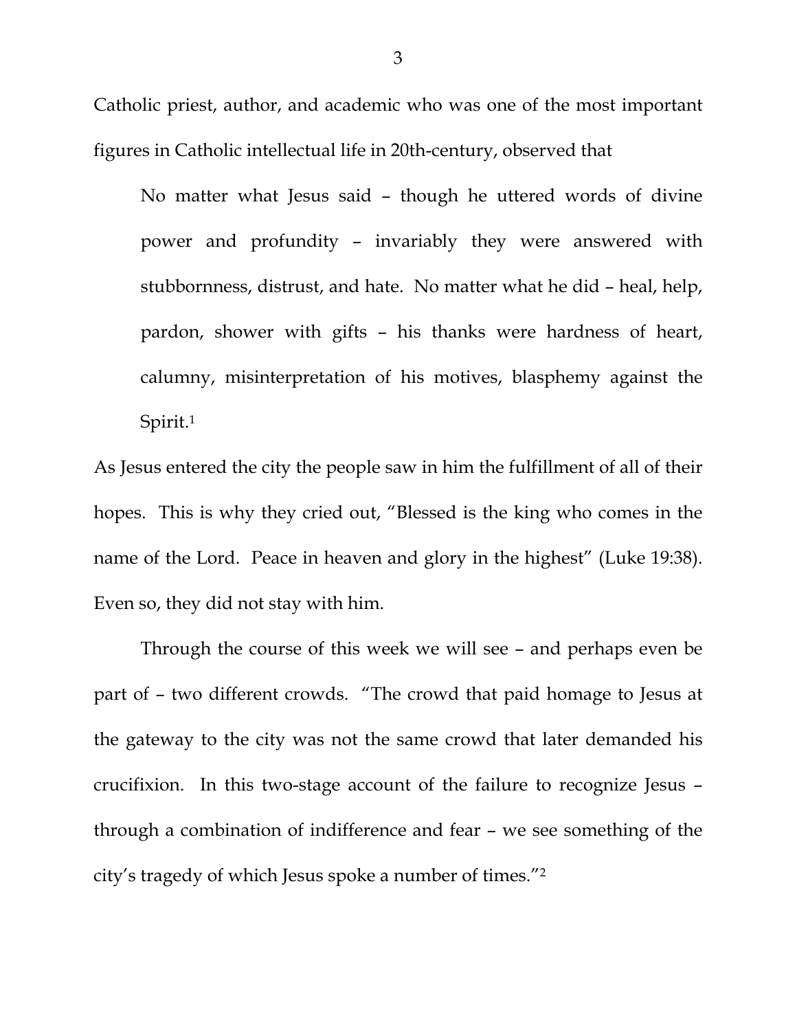Catholic priest, author, and academic who was one of the most important figures in Catholic intellectual life in 20th-century, observed that

> No matter what Jesus said – though he uttered words of divine power and profundity – invariably they were answered with stubbornness, distrust, and hate. No matter what he did – heal, help, pardon, shower with gifts – his thanks were hardness of heart, calumny, misinterpretation of his motives, blasphemy against the Spirit.[1]

As Jesus entered the city the people saw in him the fulfillment of all of their hopes. This is why they cried out, "Blessed is the king who comes in the name of the Lord. Peace in heaven and glory in the highest" (Luke 19:38). Even so, they did not stay with him.

Through the course of this week we will see – and perhaps even be part of – two different crowds. "The crowd that paid homage to Jesus at the gateway to the city was not the same crowd that later demanded his crucifixion. In this two-stage account of the failure to recognize Jesus – through a combination of indifference and fear – we see something of the city's tragedy of which Jesus spoke a number of times."[2]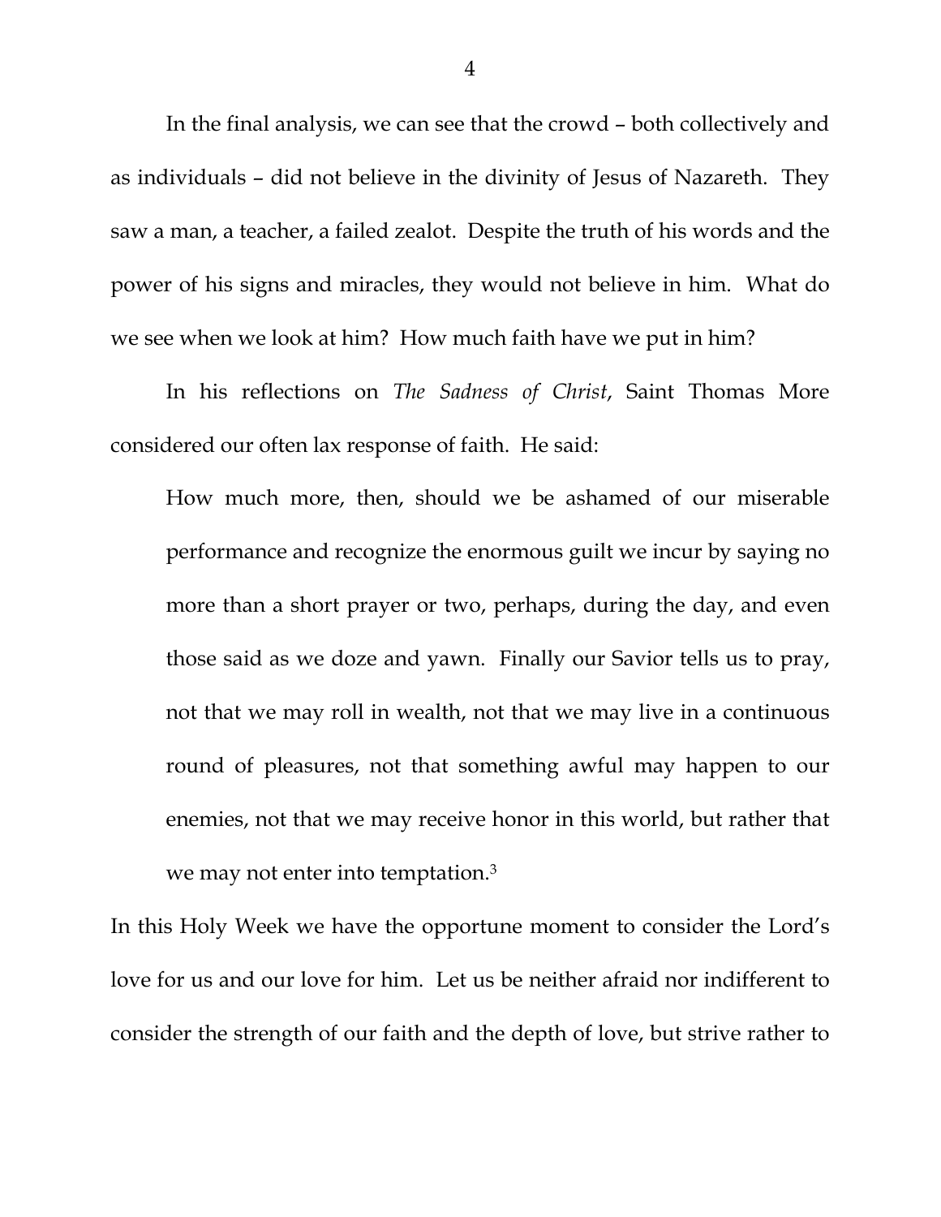In the final analysis, we can see that the crowd – both collectively and as individuals – did not believe in the divinity of Jesus of Nazareth. They saw a man, a teacher, a failed zealot. Despite the truth of his words and the power of his signs and miracles, they would not believe in him. What do we see when we look at him? How much faith have we put in him?

In his reflections on *The Sadness of Christ*, Saint Thomas More considered our often lax response of faith. He said:

> How much more, then, should we be ashamed of our miserable performance and recognize the enormous guilt we incur by saying no more than a short prayer or two, perhaps, during the day, and even those said as we doze and yawn. Finally our Savior tells us to pray, not that we may roll in wealth, not that we may live in a continuous round of pleasures, not that something awful may happen to our enemies, not that we may receive honor in this world, but rather that we may not enter into temptation.[3]

In this Holy Week we have the opportune moment to consider the Lord's love for us and our love for him. Let us be neither afraid nor indifferent to consider the strength of our faith and the depth of love, but strive rather to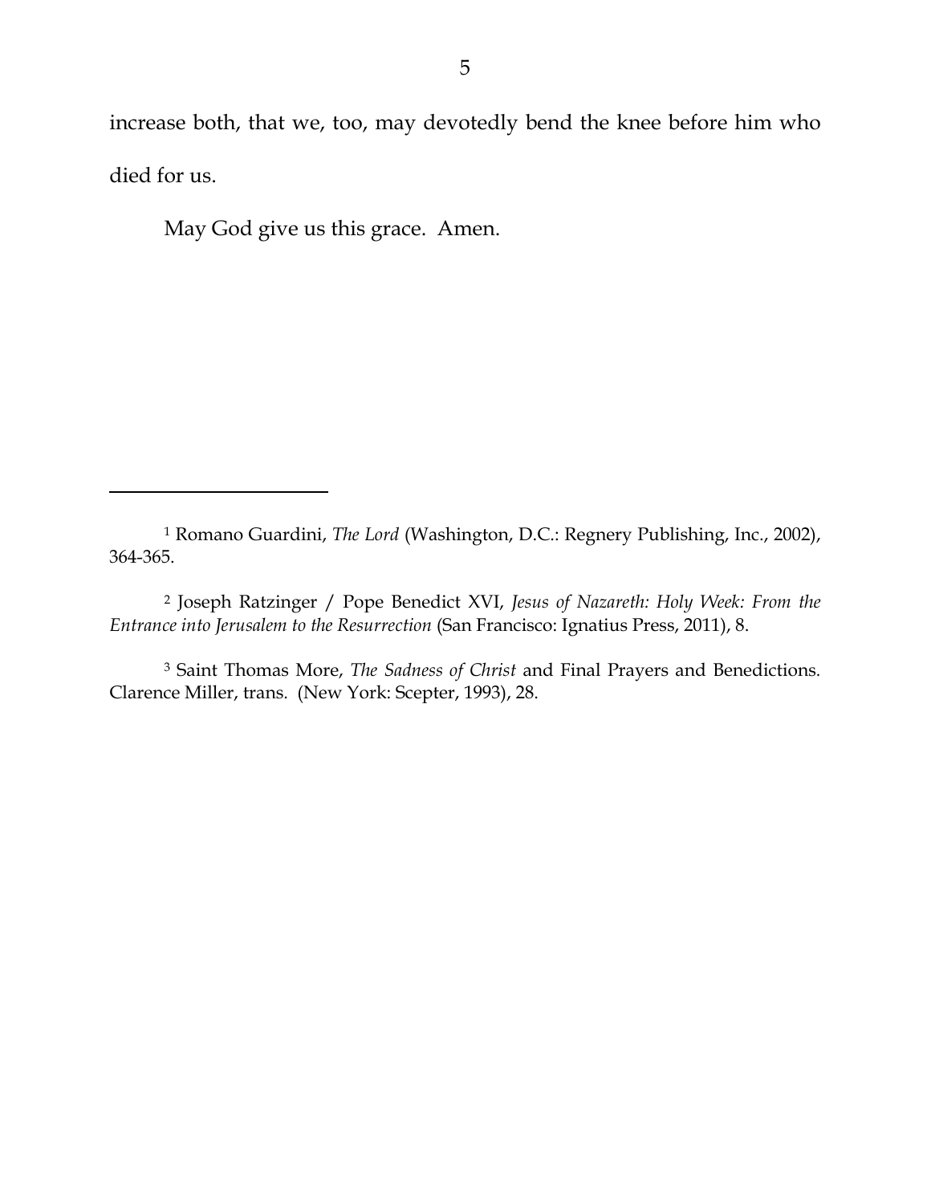increase both, that we, too, may devotedly bend the knee before him who died for us.

May God give us this grace. Amen.

---

[1] Romano Guardini, *The Lord* (Washington, D.C.: Regnery Publishing, Inc., 2002), 364-365.

[2] Joseph Ratzinger / Pope Benedict XVI, *Jesus of Nazareth: Holy Week: From the Entrance into Jerusalem to the Resurrection* (San Francisco: Ignatius Press, 2011), 8.

[3] Saint Thomas More, *The Sadness of Christ* and Final Prayers and Benedictions. Clarence Miller, trans. (New York: Scepter, 1993), 28.